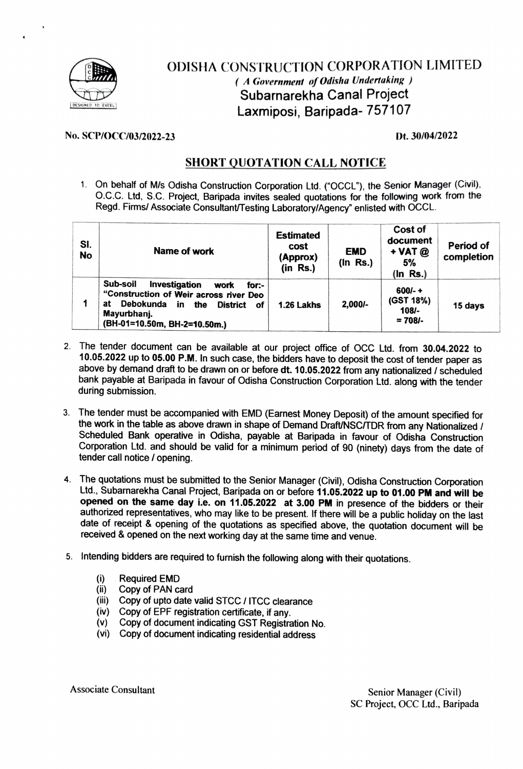# ODISHA CONSTRUCTION CORPORATION LIMITED

*( A Government of Odisha Undertaking )*

## Subarnarekha Canal Project
## Laxmiposi, Baripada- 757107

No. SCP/OCC/03/2022-23 Dt. 30/04/2022

## SHORT QUOTATION CALL NOTICE

1. On behalf of M/s Odisha Construction Corporation Ltd. ("OCCL"), the Senior Manager (Civil), O.C.C. Ltd, S.C. Project, Baripada invites sealed quotations for the following work from the Regd. Firms/ Associate Consultant/Testing Laboratory/Agency" enlisted with OCCL.

| Sl. No | Name of work | Estimated cost (Approx) (in Rs.) | EMD (In Rs.) | Cost of document + VAT @ 5% (In Rs.) | Period of completion |
|---|---|---|---|---|---|
| 1 | **Sub-soil Investigation work for:- "Construction of Weir across river Deo at Debokunda in the District of Mayurbhanj. (BH-01=10.50m, BH-2=10.50m.)** | **1.26 Lakhs** | **2,000/-** | **600/- + (GST 18%) 108/- = 708/-** | **15 days** |

2. The tender document can be available at our project office of OCC Ltd. from **30.04.2022** to **10.05.2022 up to 05.00 P.M.** In such case, the bidders have to deposit the cost of tender paper as above by demand draft to be drawn on or before **dt. 10.05.2022** from any nationalized / scheduled bank payable at Baripada in favour of Odisha Construction Corporation Ltd. along with the tender during submission.

3. The tender must be accompanied with EMD (Earnest Money Deposit) of the amount specified for the work in the table as above drawn in shape of Demand Draft/NSC/TDR from any Nationalized / Scheduled Bank operative in Odisha, payable at Baripada in favour of Odisha Construction Corporation Ltd. and should be valid for a minimum period of 90 (ninety) days from the date of tender call notice / opening.

4. The quotations must be submitted to the Senior Manager (Civil), Odisha Construction Corporation Ltd., Subarnarekha Canal Project, Baripada on or before **11.05.2022 up to 01.00 PM and will be opened on the same day i.e. on 11.05.2022 at 3.00 PM** in presence of the bidders or their authorized representatives, who may like to be present. If there will be a public holiday on the last date of receipt & opening of the quotations as specified above, the quotation document will be received & opened on the next working day at the same time and venue.

5. Intending bidders are required to furnish the following along with their quotations.
   - (i) Required EMD
   - (ii) Copy of PAN card
   - (iii) Copy of upto date valid STCC / ITCC clearance
   - (iv) Copy of EPF registration certificate, if any.
   - (v) Copy of document indicating GST Registration No.
   - (vi) Copy of document indicating residential address

Associate Consultant

Senior Manager (Civil)
SC Project, OCC Ltd., Baripada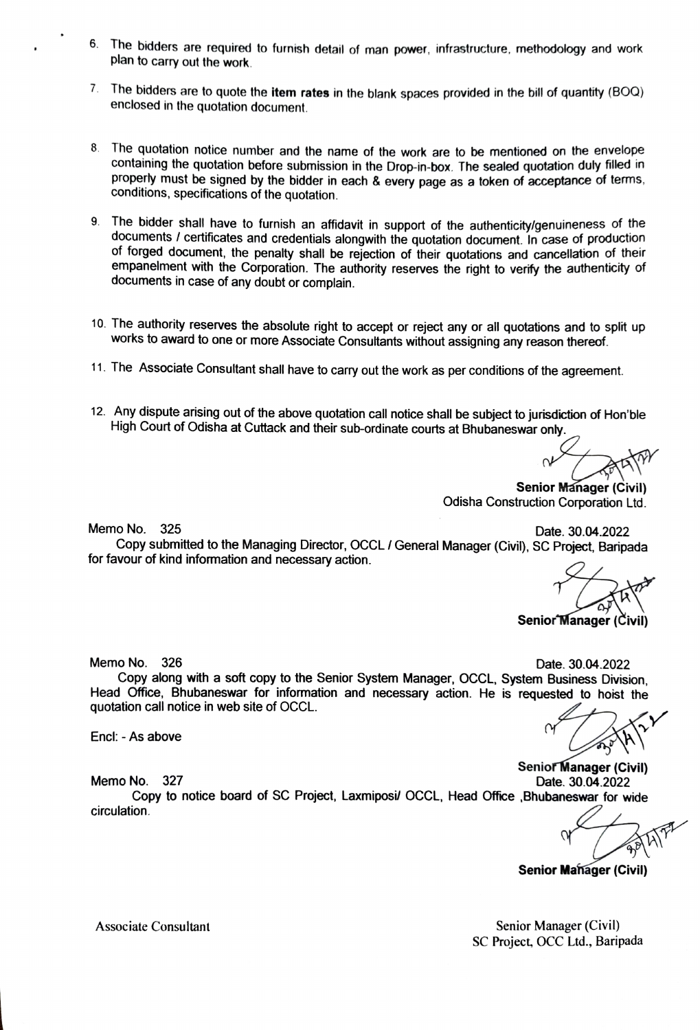6. The bidders are required to furnish detail of man power, infrastructure, methodology and work plan to carry out the work.

7. The bidders are to quote the **item rates** in the blank spaces provided in the bill of quantity (BOQ) enclosed in the quotation document.

8. The quotation notice number and the name of the work are to be mentioned on the envelope containing the quotation before submission in the Drop-in-box. The sealed quotation duly filled in properly must be signed by the bidder in each & every page as a token of acceptance of terms, conditions, specifications of the quotation.

9. The bidder shall have to furnish an affidavit in support of the authenticity/genuineness of the documents / certificates and credentials alongwith the quotation document. In case of production of forged document, the penalty shall be rejection of their quotations and cancellation of their empanelment with the Corporation. The authority reserves the right to verify the authenticity of documents in case of any doubt or complain.

10. The authority reserves the absolute right to accept or reject any or all quotations and to split up works to award to one or more Associate Consultants without assigning any reason thereof.

11. The Associate Consultant shall have to carry out the work as per conditions of the agreement.

12. Any dispute arising out of the above quotation call notice shall be subject to jurisdiction of Hon'ble High Court of Odisha at Cuttack and their sub-ordinate courts at Bhubaneswar only.

**Senior Manager (Civil)**
Odisha Construction Corporation Ltd.

Memo No. 325 Date. 30.04.2022

Copy submitted to the Managing Director, OCCL / General Manager (Civil), SC Project, Baripada for favour of kind information and necessary action.

**Senior Manager (Civil)**

Memo No. 326 Date. 30.04.2022

Copy along with a soft copy to the Senior System Manager, OCCL, System Business Division, Head Office, Bhubaneswar for information and necessary action. He is requested to hoist the quotation call notice in web site of OCCL.

Encl: - As above

**Senior Manager (Civil)**

Memo No. 327 Date. 30.04.2022

Copy to notice board of SC Project, Laxmiposi/ OCCL, Head Office ,Bhubaneswar for wide circulation.

**Senior Manager (Civil)**

Associate Consultant

Senior Manager (Civil)
SC Project, OCC Ltd., Baripada